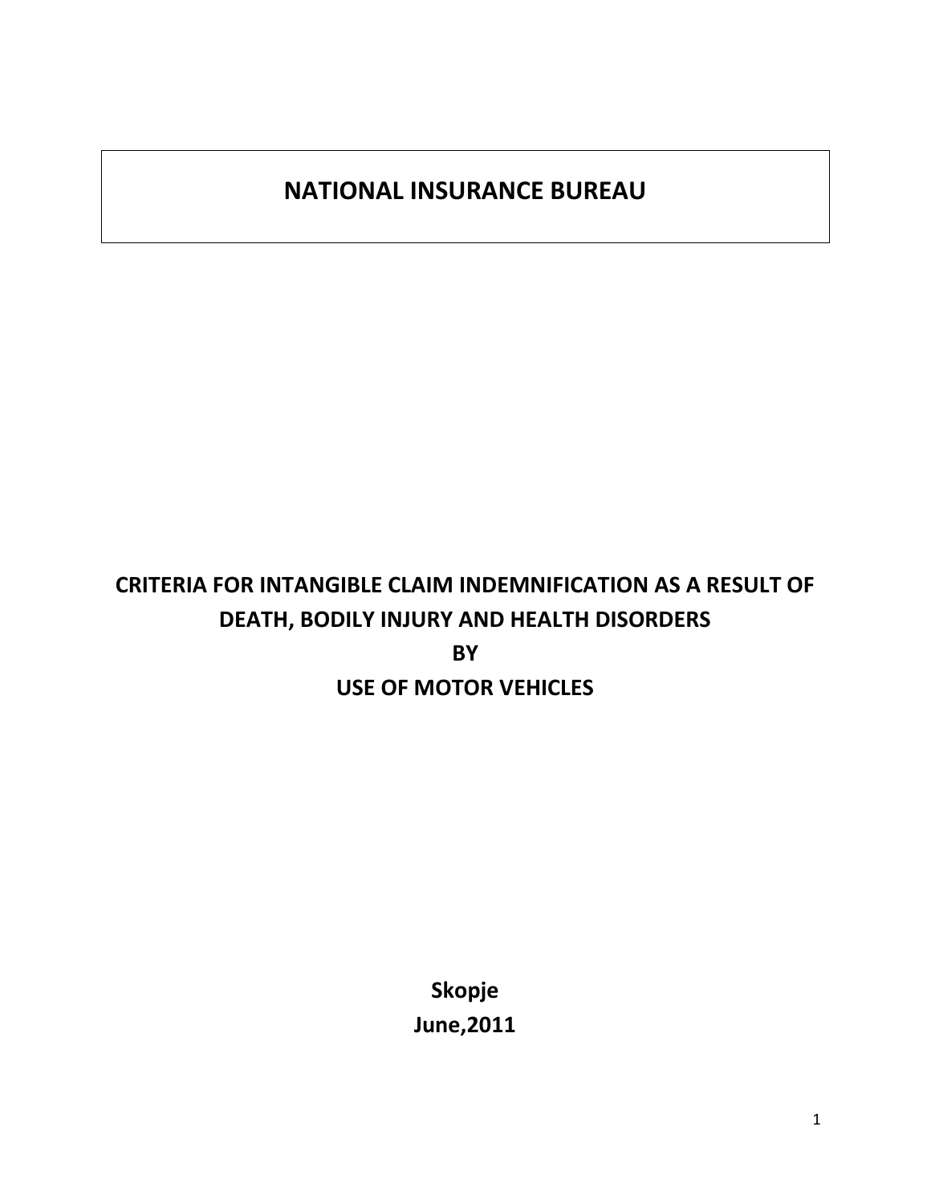# NATIONAL INSURANCE BUREAU

## CRITERIA FOR INTANGIBLE CLAIM INDEMNIFICATION AS A RESULT OF DEATH, BODILY INJURY AND HEALTH DISORDERS BY USE OF MOTOR VEHICLES

**Skopje**
**June,2011**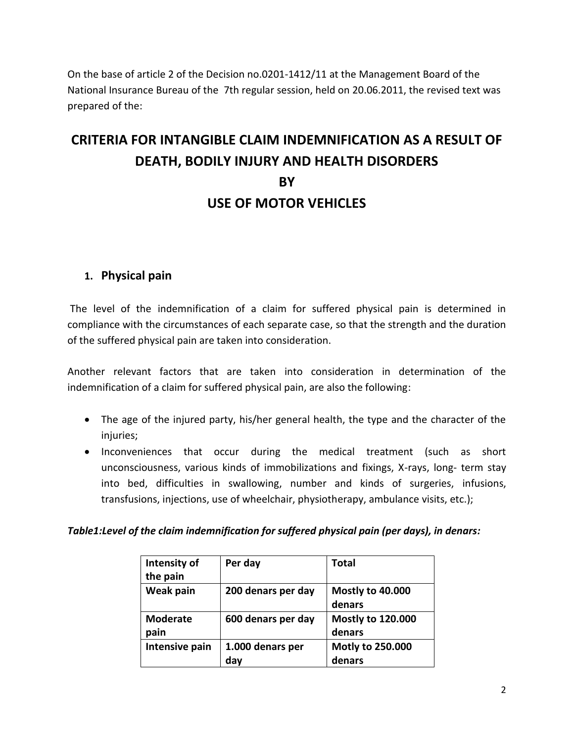On the base of article 2 of the Decision no.0201-1412/11 at the Management Board of the National Insurance Bureau of the 7th regular session, held on 20.06.2011, the revised text was prepared of the:

# CRITERIA FOR INTANGIBLE CLAIM INDEMNIFICATION AS A RESULT OF DEATH, BODILY INJURY AND HEALTH DISORDERS BY USE OF MOTOR VEHICLES

## 1. Physical pain

The level of the indemnification of a claim for suffered physical pain is determined in compliance with the circumstances of each separate case, so that the strength and the duration of the suffered physical pain are taken into consideration.

Another relevant factors that are taken into consideration in determination of the indemnification of a claim for suffered physical pain, are also the following:

- The age of the injured party, his/her general health, the type and the character of the injuries;
- Inconveniences that occur during the medical treatment (such as short unconsciousness, various kinds of immobilizations and fixings, X-rays, long- term stay into bed, difficulties in swallowing, number and kinds of surgeries, infusions, transfusions, injections, use of wheelchair, physiotherapy, ambulance visits, etc.);

***Table1:Level of the claim indemnification for suffered physical pain (per days), in denars:***

| Intensity of the pain | Per day | Total |
|---|---|---|
| **Weak pain** | **200 denars per day** | **Mostly to 40.000 denars** |
| **Moderate pain** | **600 denars per day** | **Mostly to 120.000 denars** |
| **Intensive pain** | **1.000 denars per day** | **Motly to 250.000 denars** |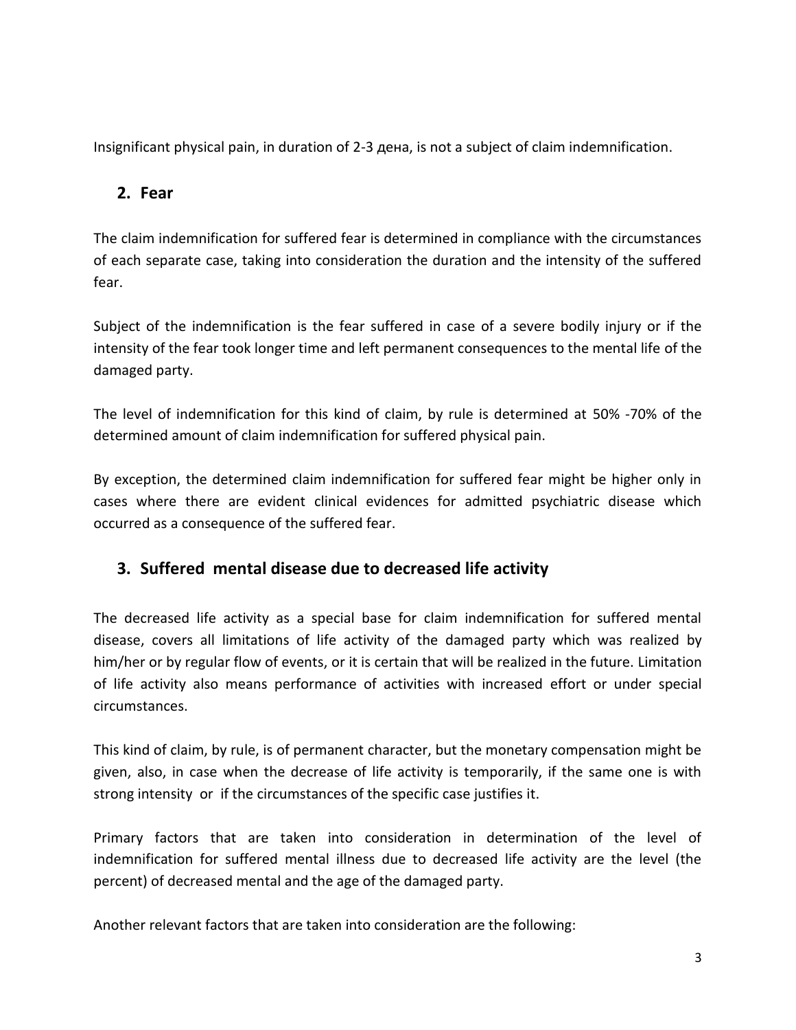Insignificant physical pain, in duration of 2-3 дена, is not a subject of claim indemnification.

## 2. Fear

The claim indemnification for suffered fear is determined in compliance with the circumstances of each separate case, taking into consideration the duration and the intensity of the suffered fear.

Subject of the indemnification is the fear suffered in case of a severe bodily injury or if the intensity of the fear took longer time and left permanent consequences to the mental life of the damaged party.

The level of indemnification for this kind of claim, by rule is determined at 50% -70% of the determined amount of claim indemnification for suffered physical pain.

By exception, the determined claim indemnification for suffered fear might be higher only in cases where there are evident clinical evidences for admitted psychiatric disease which occurred as a consequence of the suffered fear.

## 3. Suffered mental disease due to decreased life activity

The decreased life activity as a special base for claim indemnification for suffered mental disease, covers all limitations of life activity of the damaged party which was realized by him/her or by regular flow of events, or it is certain that will be realized in the future. Limitation of life activity also means performance of activities with increased effort or under special circumstances.

This kind of claim, by rule, is of permanent character, but the monetary compensation might be given, also, in case when the decrease of life activity is temporarily, if the same one is with strong intensity or if the circumstances of the specific case justifies it.

Primary factors that are taken into consideration in determination of the level of indemnification for suffered mental illness due to decreased life activity are the level (the percent) of decreased mental and the age of the damaged party.

Another relevant factors that are taken into consideration are the following: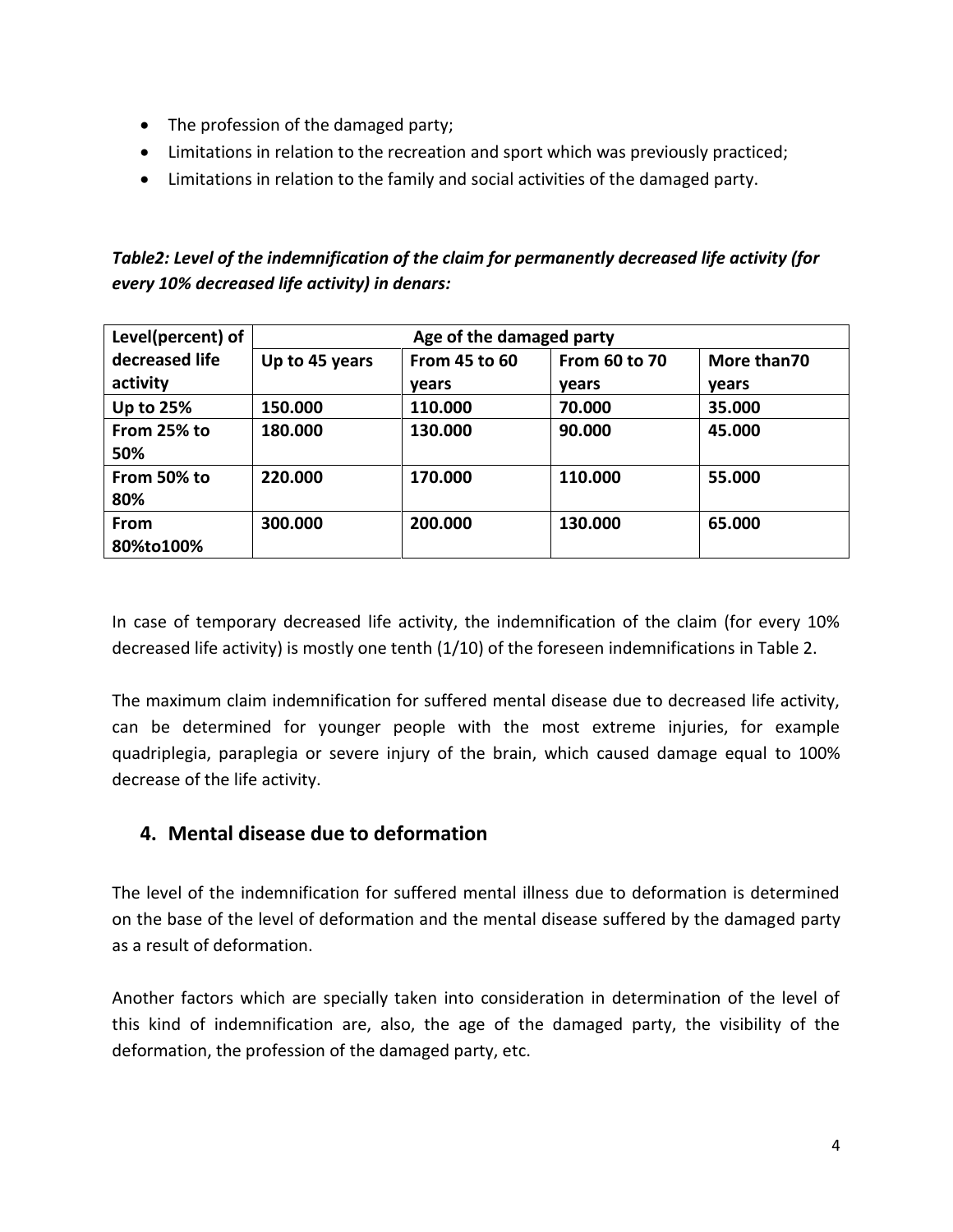- The profession of the damaged party;
- Limitations in relation to the recreation and sport which was previously practiced;
- Limitations in relation to the family and social activities of the damaged party.

***Table2: Level of the indemnification of the claim for permanently decreased life activity (for every 10% decreased life activity) in denars:***

| Level(percent) of decreased life activity | Age of the damaged party | | | |
|---|---|---|---|---|
| | **Up to 45 years** | **From 45 to 60 years** | **From 60 to 70 years** | **More than70 years** |
| **Up to 25%** | **150.000** | **110.000** | **70.000** | **35.000** |
| **From 25% to 50%** | **180.000** | **130.000** | **90.000** | **45.000** |
| **From 50% to 80%** | **220.000** | **170.000** | **110.000** | **55.000** |
| **From 80%to100%** | **300.000** | **200.000** | **130.000** | **65.000** |

In case of temporary decreased life activity, the indemnification of the claim (for every 10% decreased life activity) is mostly one tenth (1/10) of the foreseen indemnifications in Table 2.

The maximum claim indemnification for suffered mental disease due to decreased life activity, can be determined for younger people with the most extreme injuries, for example quadriplegia, paraplegia or severe injury of the brain, which caused damage equal to 100% decrease of the life activity.

## 4. Mental disease due to deformation

The level of the indemnification for suffered mental illness due to deformation is determined on the base of the level of deformation and the mental disease suffered by the damaged party as a result of deformation.

Another factors which are specially taken into consideration in determination of the level of this kind of indemnification are, also, the age of the damaged party, the visibility of the deformation, the profession of the damaged party, etc.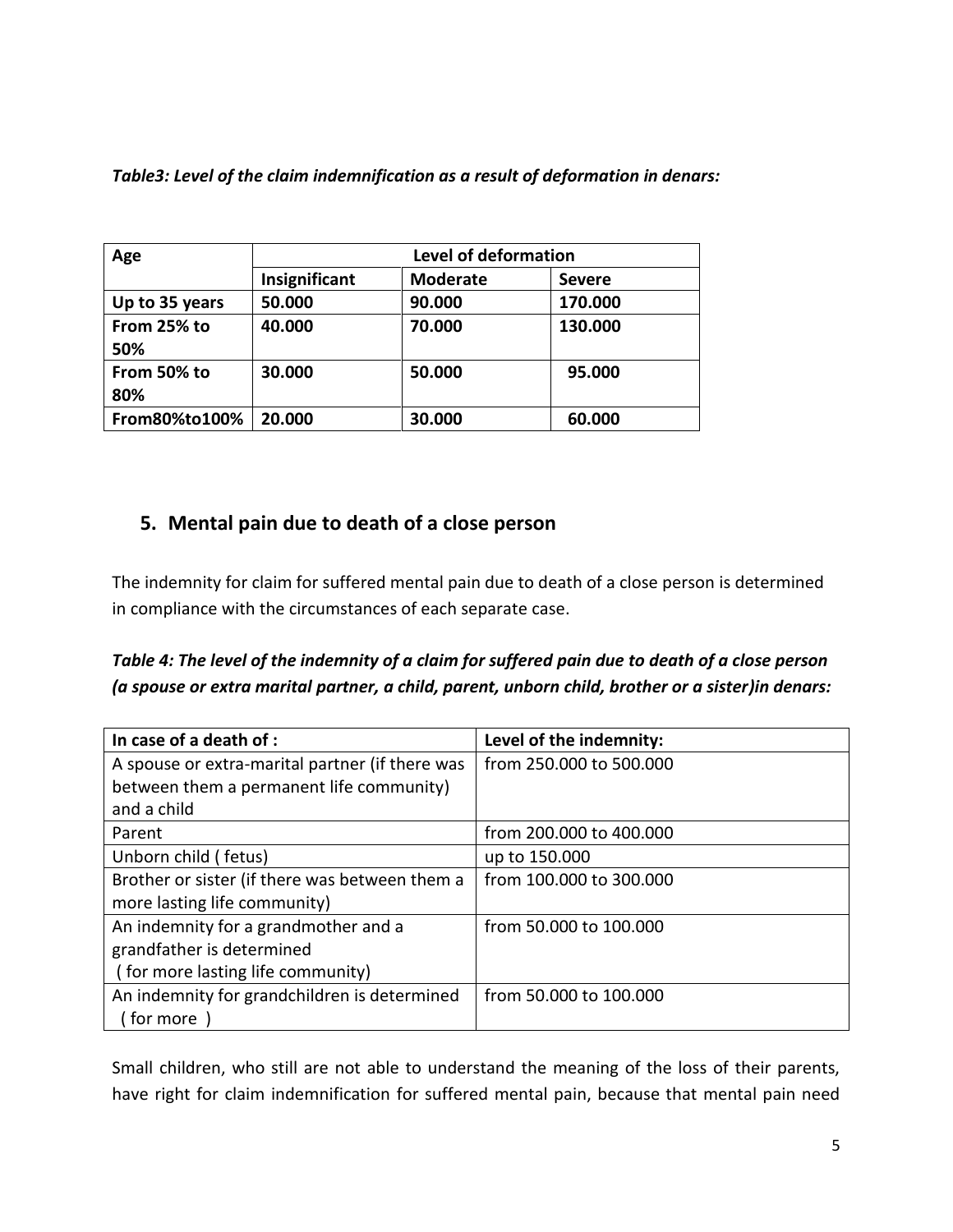***Table3: Level of the claim indemnification as a result of deformation in denars:***

| **Age** | **Level of deformation** | | |
|---|---|---|---|
| | **Insignificant** | **Moderate** | **Severe** |
| **Up to 35 years** | **50.000** | **90.000** | **170.000** |
| **From 25% to 50%** | **40.000** | **70.000** | **130.000** |
| **From 50% to 80%** | **30.000** | **50.000** | **95.000** |
| **From80%to100%** | **20.000** | **30.000** | **60.000** |

## 5. Mental pain due to death of a close person

The indemnity for claim for suffered mental pain due to death of a close person is determined in compliance with the circumstances of each separate case.

***Table 4: The level of the indemnity of a claim for suffered pain due to death of a close person (a spouse or extra marital partner, a child, parent, unborn child, brother or a sister)in denars:***

| **In case of a death of :** | **Level of the indemnity:** |
|---|---|
| A spouse or extra-marital partner (if there was between them a permanent life community) and a child | from 250.000 to 500.000 |
| Parent | from 200.000 to 400.000 |
| Unborn child ( fetus) | up to 150.000 |
| Brother or sister (if there was between them a more lasting life community) | from 100.000 to 300.000 |
| An indemnity for a grandmother and a grandfather is determined ( for more lasting life community) | from 50.000 to 100.000 |
| An indemnity for grandchildren is determined ( for more ) | from 50.000 to 100.000 |

Small children, who still are not able to understand the meaning of the loss of their parents, have right for claim indemnification for suffered mental pain, because that mental pain need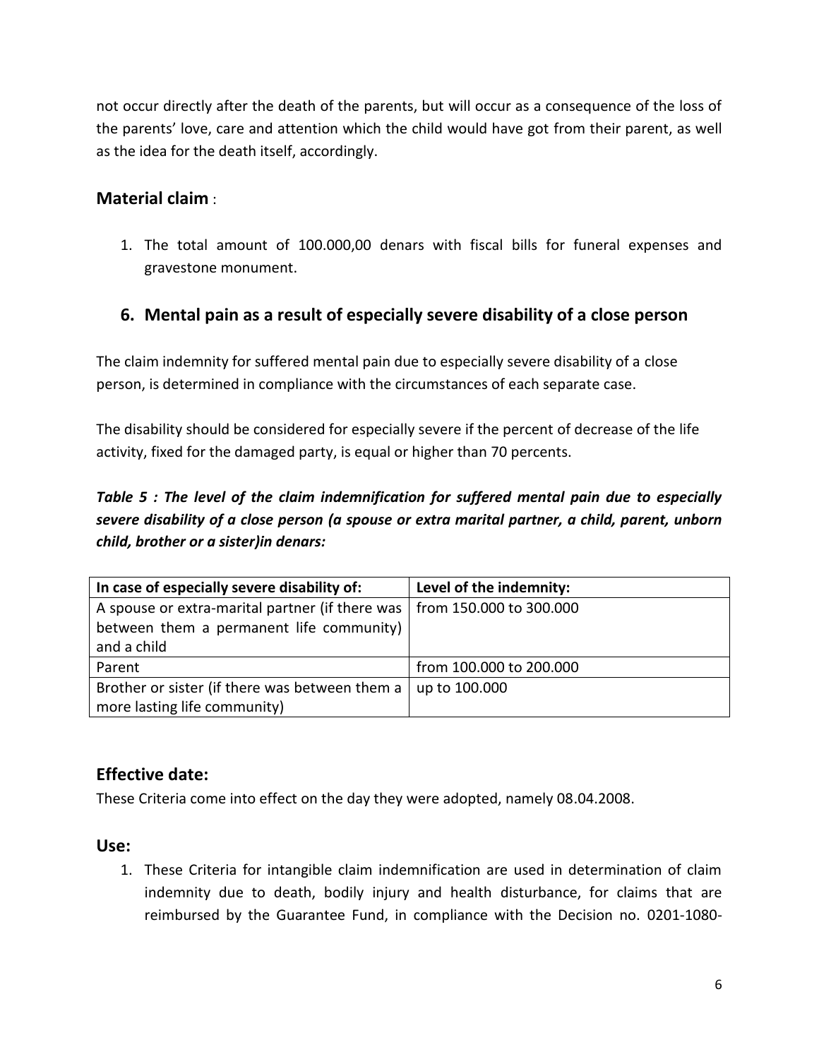not occur directly after the death of the parents, but will occur as a consequence of the loss of the parents' love, care and attention which the child would have got from their parent, as well as the idea for the death itself, accordingly.

### Material claim :

1. The total amount of 100.000,00 denars with fiscal bills for funeral expenses and gravestone monument.

## 6. Mental pain as a result of especially severe disability of a close person

The claim indemnity for suffered mental pain due to especially severe disability of a close person, is determined in compliance with the circumstances of each separate case.

The disability should be considered for especially severe if the percent of decrease of the life activity, fixed for the damaged party, is equal or higher than 70 percents.

***Table 5 : The level of the claim indemnification for suffered mental pain due to especially severe disability of a close person (a spouse or extra marital partner, a child, parent, unborn child, brother or a sister)in denars:***

| In case of especially severe disability of: | Level of the indemnity: |
|---|---|
| A spouse or extra-marital partner (if there was between them a permanent life community) and a child | from 150.000 to 300.000 |
| Parent | from 100.000 to 200.000 |
| Brother or sister (if there was between them a more lasting life community) | up to 100.000 |

### Effective date:

These Criteria come into effect on the day they were adopted, namely 08.04.2008.

### Use:

1. These Criteria for intangible claim indemnification are used in determination of claim indemnity due to death, bodily injury and health disturbance, for claims that are reimbursed by the Guarantee Fund, in compliance with the Decision no. 0201-1080-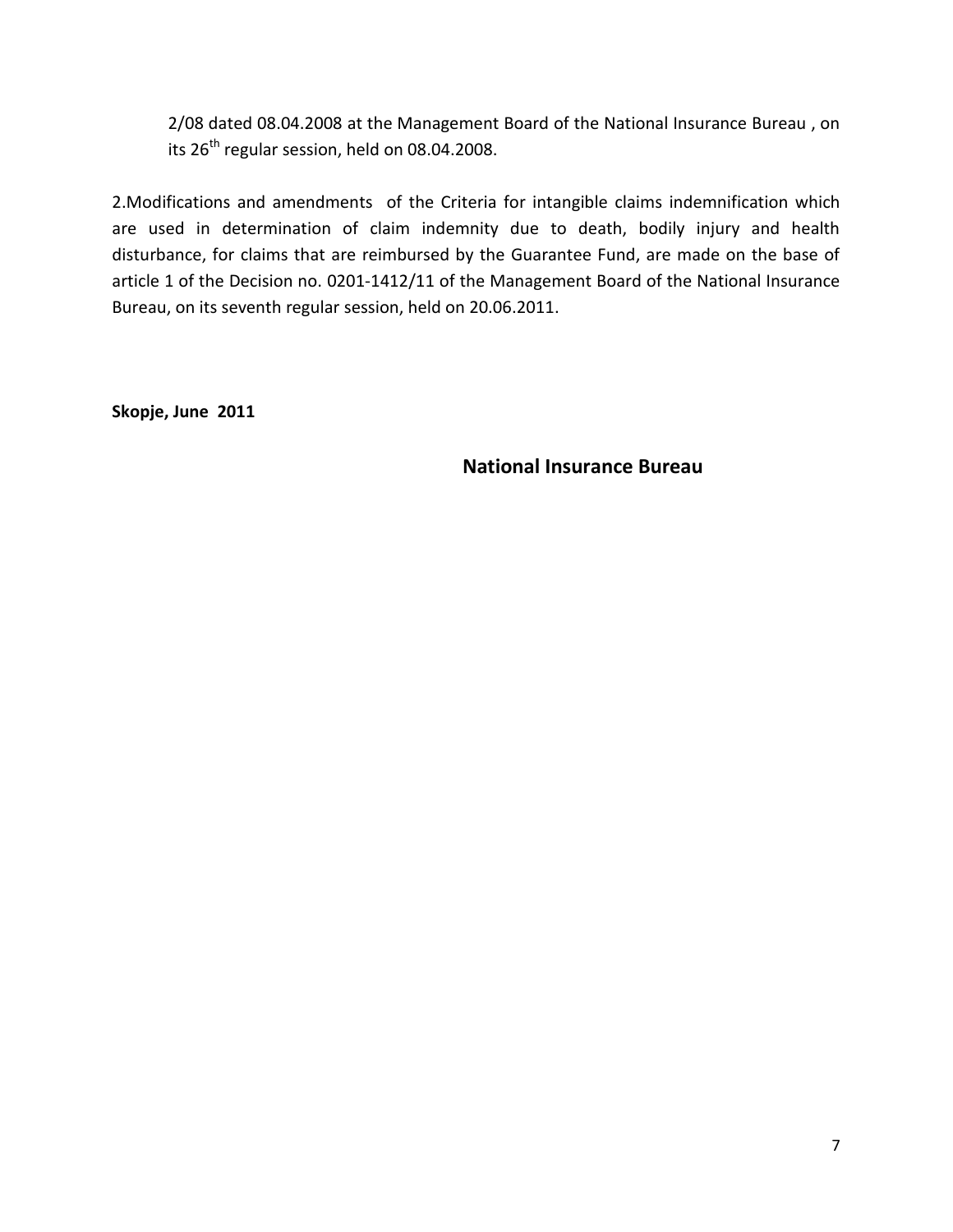2/08 dated 08.04.2008 at the Management Board of the National Insurance Bureau , on its 26th regular session, held on 08.04.2008.

2.Modifications and amendments of the Criteria for intangible claims indemnification which are used in determination of claim indemnity due to death, bodily injury and health disturbance, for claims that are reimbursed by the Guarantee Fund, are made on the base of article 1 of the Decision no. 0201-1412/11 of the Management Board of the National Insurance Bureau, on its seventh regular session, held on 20.06.2011.

**Skopje, June 2011**

**National Insurance Bureau**